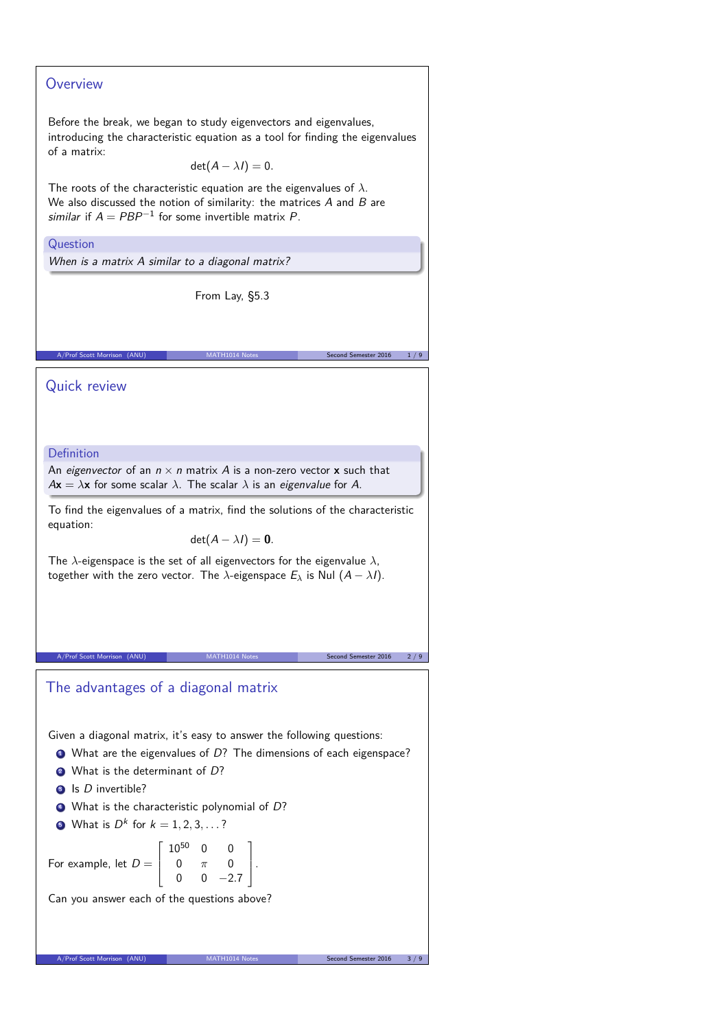## Overview

Before the break, we began to study eigenvectors and eigenvalues, introducing the characteristic equation as a tool for finding the eigenvalues of a matrix:

$$\det(A - \lambda I) = 0.$$

The roots of the characteristic equation are the eigenvalues of $\lambda$. We also discussed the notion of similarity: the matrices $A$ and $B$ are *similar* if $A = PBP^{-1}$ for some invertible matrix $P$.

**Question**

*When is a matrix $A$ similar to a diagonal matrix?*

From Lay, §5.3

## Quick review

**Definition**

An *eigenvector* of an $n \times n$ matrix $A$ is a non-zero vector $\mathbf{x}$ such that $A\mathbf{x} = \lambda\mathbf{x}$ for some scalar $\lambda$. The scalar $\lambda$ is an *eigenvalue* for $A$.

To find the eigenvalues of a matrix, find the solutions of the characteristic equation:

$$\det(A - \lambda I) = \mathbf{0}.$$

The $\lambda$-eigenspace is the set of all eigenvectors for the eigenvalue $\lambda$, together with the zero vector. The $\lambda$-eigenspace $E_\lambda$ is Nul $(A - \lambda I)$.

## The advantages of a diagonal matrix

Given a diagonal matrix, it's easy to answer the following questions:

1. What are the eigenvalues of $D$? The dimensions of each eigenspace?
2. What is the determinant of $D$?
3. Is $D$ invertible?
4. What is the characteristic polynomial of $D$?
5. What is $D^k$ for $k = 1, 2, 3, \ldots$?

For example, let $D = \begin{bmatrix} 10^{50} & 0 & 0 \\ 0 & \pi & 0 \\ 0 & 0 & -2.7 \end{bmatrix}$.

Can you answer each of the questions above?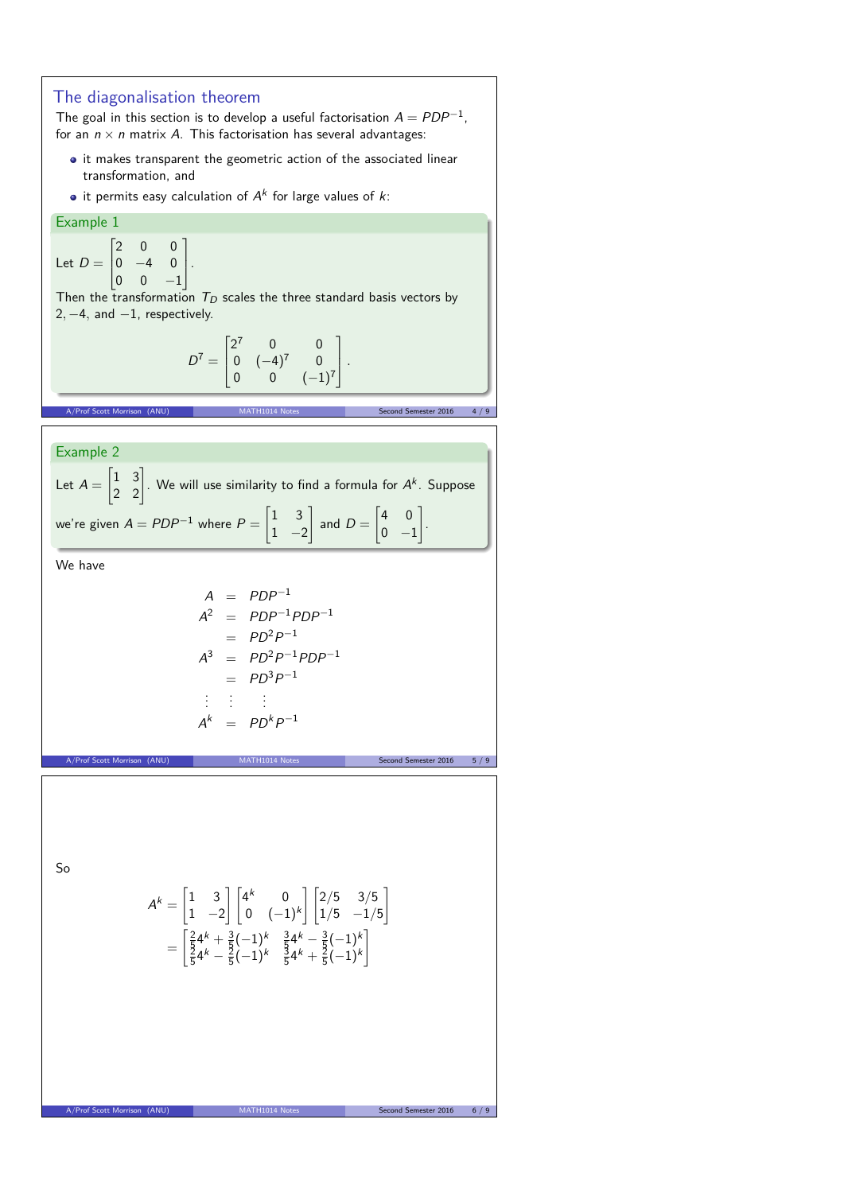## The diagonalisation theorem

The goal in this section is to develop a useful factorisation $A = PDP^{-1}$, for an $n \times n$ matrix $A$. This factorisation has several advantages:

- it makes transparent the geometric action of the associated linear transformation, and
- it permits easy calculation of $A^k$ for large values of $k$:

### Example 1

Let $D = \begin{bmatrix} 2 & 0 & 0 \\ 0 & -4 & 0 \\ 0 & 0 & -1 \end{bmatrix}$.

Then the transformation $T_D$ scales the three standard basis vectors by $2, -4$, and $-1$, respectively.

$$D^7 = \begin{bmatrix} 2^7 & 0 & 0 \\ 0 & (-4)^7 & 0 \\ 0 & 0 & (-1)^7 \end{bmatrix}.$$

### Example 2

Let $A = \begin{bmatrix} 1 & 3 \\ 2 & 2 \end{bmatrix}$. We will use similarity to find a formula for $A^k$. Suppose we're given $A = PDP^{-1}$ where $P = \begin{bmatrix} 1 & 3 \\ 1 & -2 \end{bmatrix}$ and $D = \begin{bmatrix} 4 & 0 \\ 0 & -1 \end{bmatrix}$.

We have

$$\begin{aligned}
A &= PDP^{-1} \\
A^2 &= PDP^{-1}PDP^{-1} \\
&= PD^2P^{-1} \\
A^3 &= PD^2P^{-1}PDP^{-1} \\
&= PD^3P^{-1} \\
\vdots \quad & \vdots \quad \vdots \\
A^k &= PD^kP^{-1}
\end{aligned}$$

So

$$\begin{aligned}
A^k &= \begin{bmatrix} 1 & 3 \\ 1 & -2 \end{bmatrix} \begin{bmatrix} 4^k & 0 \\ 0 & (-1)^k \end{bmatrix} \begin{bmatrix} 2/5 & 3/5 \\ 1/5 & -1/5 \end{bmatrix} \\
&= \begin{bmatrix} \frac{2}{5}4^k + \frac{3}{5}(-1)^k & \frac{3}{5}4^k - \frac{3}{5}(-1)^k \\ \frac{2}{5}4^k - \frac{2}{5}(-1)^k & \frac{3}{5}4^k + \frac{2}{5}(-1)^k \end{bmatrix}
\end{aligned}$$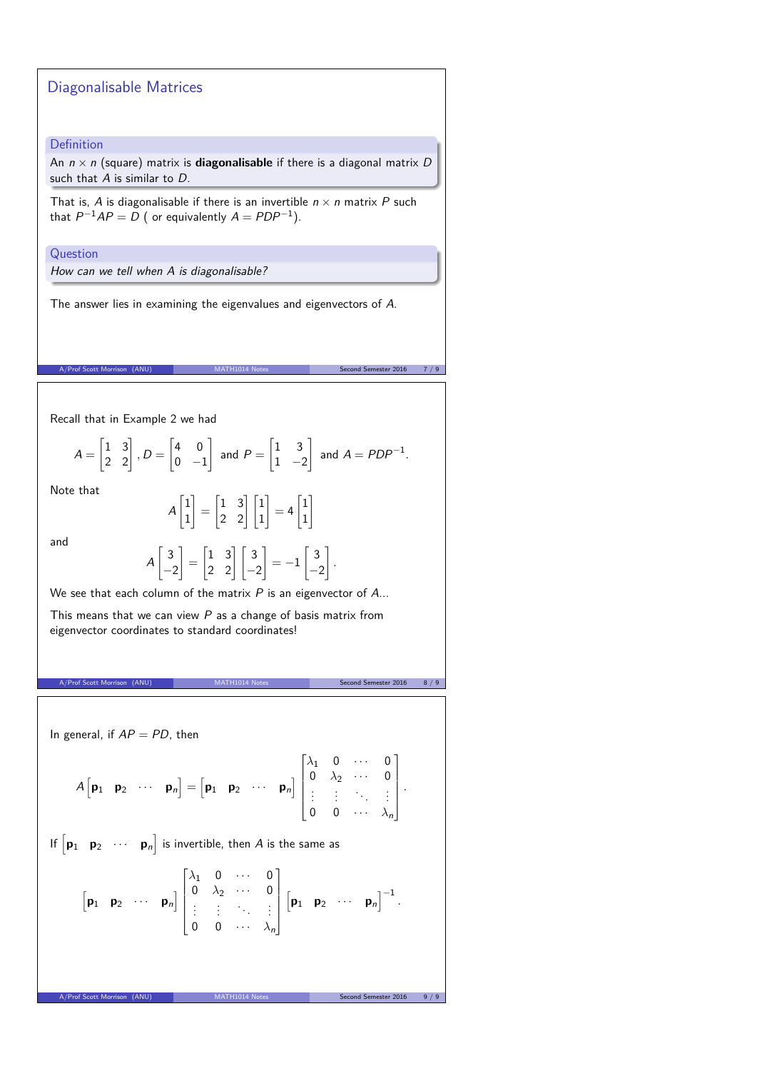## Diagonalisable Matrices

### Definition

An $n \times n$ (square) matrix is **diagonalisable** if there is a diagonal matrix $D$ such that $A$ is similar to $D$.

That is, $A$ is diagonalisable if there is an invertible $n \times n$ matrix $P$ such that $P^{-1}AP = D$ ( or equivalently $A = PDP^{-1}$).

### Question

*How can we tell when $A$ is diagonalisable?*

The answer lies in examining the eigenvalues and eigenvectors of $A$.

---

Recall that in Example 2 we had

$$A = \begin{bmatrix} 1 & 3 \\ 2 & 2 \end{bmatrix}, D = \begin{bmatrix} 4 & 0 \\ 0 & -1 \end{bmatrix} \text{ and } P = \begin{bmatrix} 1 & 3 \\ 1 & -2 \end{bmatrix} \text{ and } A = PDP^{-1}.$$

Note that

$$A \begin{bmatrix} 1 \\ 1 \end{bmatrix} = \begin{bmatrix} 1 & 3 \\ 2 & 2 \end{bmatrix} \begin{bmatrix} 1 \\ 1 \end{bmatrix} = 4 \begin{bmatrix} 1 \\ 1 \end{bmatrix}$$

and

$$A \begin{bmatrix} 3 \\ -2 \end{bmatrix} = \begin{bmatrix} 1 & 3 \\ 2 & 2 \end{bmatrix} \begin{bmatrix} 3 \\ -2 \end{bmatrix} = -1 \begin{bmatrix} 3 \\ -2 \end{bmatrix}.$$

We see that each column of the matrix $P$ is an eigenvector of $A$...

This means that we can view $P$ as a change of basis matrix from eigenvector coordinates to standard coordinates!

---

In general, if $AP = PD$, then

$$A \begin{bmatrix} \mathbf{p}_1 & \mathbf{p}_2 & \cdots & \mathbf{p}_n \end{bmatrix} = \begin{bmatrix} \mathbf{p}_1 & \mathbf{p}_2 & \cdots & \mathbf{p}_n \end{bmatrix} \begin{bmatrix} \lambda_1 & 0 & \cdots & 0 \\ 0 & \lambda_2 & \cdots & 0 \\ \vdots & \vdots & \ddots & \vdots \\ 0 & 0 & \cdots & \lambda_n \end{bmatrix}.$$

If $\begin{bmatrix} \mathbf{p}_1 & \mathbf{p}_2 & \cdots & \mathbf{p}_n \end{bmatrix}$ is invertible, then $A$ is the same as

$$\begin{bmatrix} \mathbf{p}_1 & \mathbf{p}_2 & \cdots & \mathbf{p}_n \end{bmatrix} \begin{bmatrix} \lambda_1 & 0 & \cdots & 0 \\ 0 & \lambda_2 & \cdots & 0 \\ \vdots & \vdots & \ddots & \vdots \\ 0 & 0 & \cdots & \lambda_n \end{bmatrix} \begin{bmatrix} \mathbf{p}_1 & \mathbf{p}_2 & \cdots & \mathbf{p}_n \end{bmatrix}^{-1}.$$